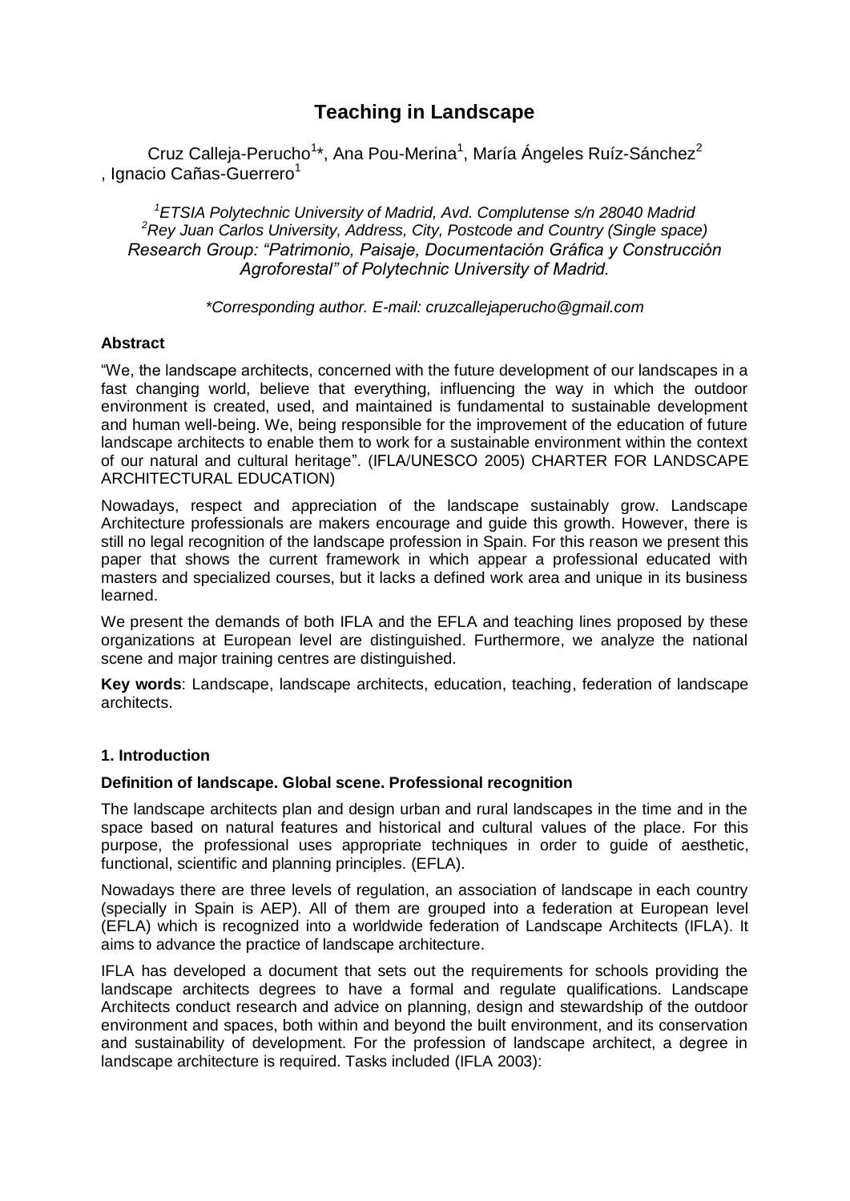# Teaching in Landscape

Cruz Calleja-Perucho[1]*, Ana Pou-Merina[1], María Ángeles Ruíz-Sánchez[2], Ignacio Cañas-Guerrero[1]

*[1]ETSIA Polytechnic University of Madrid, Avd. Complutense s/n 28040 Madrid*
*[2]Rey Juan Carlos University, Address, City, Postcode and Country (Single space)*
*Research Group: "Patrimonio, Paisaje, Documentación Gráfica y Construcción Agroforestal" of Polytechnic University of Madrid.*

*\*Corresponding author. E-mail: cruzcallejaperucho@gmail.com*

### Abstract

"We, the landscape architects, concerned with the future development of our landscapes in a fast changing world, believe that everything, influencing the way in which the outdoor environment is created, used, and maintained is fundamental to sustainable development and human well-being. We, being responsible for the improvement of the education of future landscape architects to enable them to work for a sustainable environment within the context of our natural and cultural heritage". (IFLA/UNESCO 2005) CHARTER FOR LANDSCAPE ARCHITECTURAL EDUCATION)

Nowadays, respect and appreciation of the landscape sustainably grow. Landscape Architecture professionals are makers encourage and guide this growth. However, there is still no legal recognition of the landscape profession in Spain. For this reason we present this paper that shows the current framework in which appear a professional educated with masters and specialized courses, but it lacks a defined work area and unique in its business learned.

We present the demands of both IFLA and the EFLA and teaching lines proposed by these organizations at European level are distinguished. Furthermore, we analyze the national scene and major training centres are distinguished.

**Key words**: Landscape, landscape architects, education, teaching, federation of landscape architects.

## 1. Introduction

### Definition of landscape. Global scene. Professional recognition

The landscape architects plan and design urban and rural landscapes in the time and in the space based on natural features and historical and cultural values of the place. For this purpose, the professional uses appropriate techniques in order to guide of aesthetic, functional, scientific and planning principles. (EFLA).

Nowadays there are three levels of regulation, an association of landscape in each country (specially in Spain is AEP). All of them are grouped into a federation at European level (EFLA) which is recognized into a worldwide federation of Landscape Architects (IFLA). It aims to advance the practice of landscape architecture.

IFLA has developed a document that sets out the requirements for schools providing the landscape architects degrees to have a formal and regulate qualifications. Landscape Architects conduct research and advice on planning, design and stewardship of the outdoor environment and spaces, both within and beyond the built environment, and its conservation and sustainability of development. For the profession of landscape architect, a degree in landscape architecture is required. Tasks included (IFLA 2003):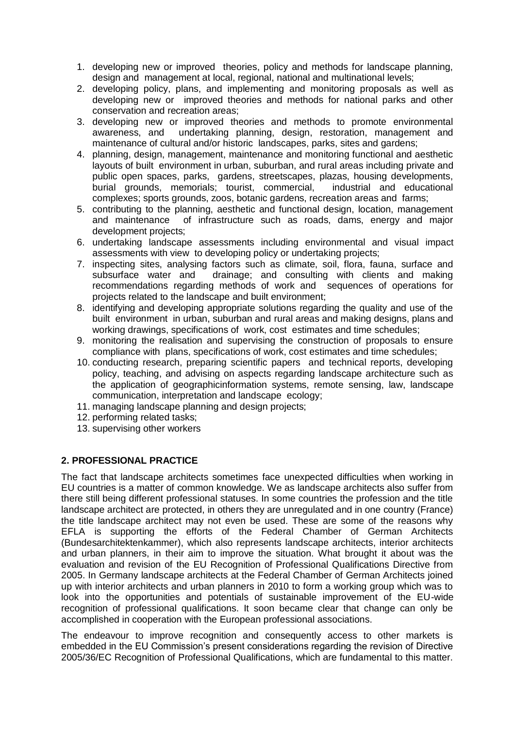1. developing new or improved theories, policy and methods for landscape planning, design and management at local, regional, national and multinational levels;
2. developing policy, plans, and implementing and monitoring proposals as well as developing new or improved theories and methods for national parks and other conservation and recreation areas;
3. developing new or improved theories and methods to promote environmental awareness, and undertaking planning, design, restoration, management and maintenance of cultural and/or historic landscapes, parks, sites and gardens;
4. planning, design, management, maintenance and monitoring functional and aesthetic layouts of built environment in urban, suburban, and rural areas including private and public open spaces, parks, gardens, streetscapes, plazas, housing developments, burial grounds, memorials; tourist, commercial, industrial and educational complexes; sports grounds, zoos, botanic gardens, recreation areas and farms;
5. contributing to the planning, aesthetic and functional design, location, management and maintenance of infrastructure such as roads, dams, energy and major development projects;
6. undertaking landscape assessments including environmental and visual impact assessments with view to developing policy or undertaking projects;
7. inspecting sites, analysing factors such as climate, soil, flora, fauna, surface and subsurface water and drainage; and consulting with clients and making recommendations regarding methods of work and sequences of operations for projects related to the landscape and built environment;
8. identifying and developing appropriate solutions regarding the quality and use of the built environment in urban, suburban and rural areas and making designs, plans and working drawings, specifications of work, cost estimates and time schedules;
9. monitoring the realisation and supervising the construction of proposals to ensure compliance with plans, specifications of work, cost estimates and time schedules;
10. conducting research, preparing scientific papers and technical reports, developing policy, teaching, and advising on aspects regarding landscape architecture such as the application of geographicinformation systems, remote sensing, law, landscape communication, interpretation and landscape ecology;
11. managing landscape planning and design projects;
12. performing related tasks;
13. supervising other workers

## 2. PROFESSIONAL PRACTICE

The fact that landscape architects sometimes face unexpected difficulties when working in EU countries is a matter of common knowledge. We as landscape architects also suffer from there still being different professional statuses. In some countries the profession and the title landscape architect are protected, in others they are unregulated and in one country (France) the title landscape architect may not even be used. These are some of the reasons why EFLA is supporting the efforts of the Federal Chamber of German Architects (Bundesarchitektenkammer), which also represents landscape architects, interior architects and urban planners, in their aim to improve the situation. What brought it about was the evaluation and revision of the EU Recognition of Professional Qualifications Directive from 2005. In Germany landscape architects at the Federal Chamber of German Architects joined up with interior architects and urban planners in 2010 to form a working group which was to look into the opportunities and potentials of sustainable improvement of the EU-wide recognition of professional qualifications. It soon became clear that change can only be accomplished in cooperation with the European professional associations.

The endeavour to improve recognition and consequently access to other markets is embedded in the EU Commission's present considerations regarding the revision of Directive 2005/36/EC Recognition of Professional Qualifications, which are fundamental to this matter.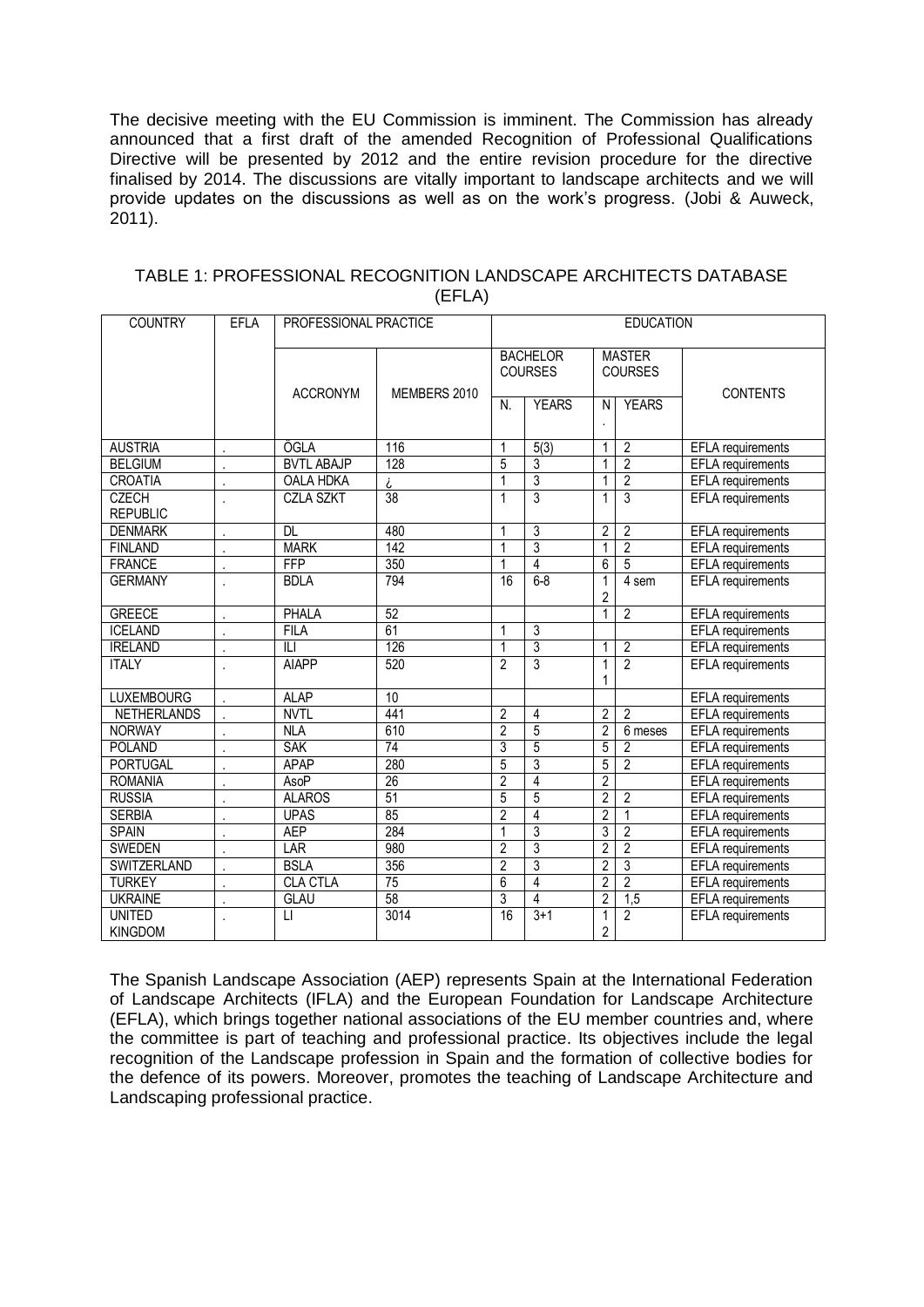The decisive meeting with the EU Commission is imminent. The Commission has already announced that a first draft of the amended Recognition of Professional Qualifications Directive will be presented by 2012 and the entire revision procedure for the directive finalised by 2014. The discussions are vitally important to landscape architects and we will provide updates on the discussions as well as on the work's progress. (Jobi & Auweck, 2011).

TABLE 1: PROFESSIONAL RECOGNITION LANDSCAPE ARCHITECTS DATABASE (EFLA)

| COUNTRY | EFLA | PROFESSIONAL PRACTICE | | EDUCATION | | | | |
|---|---|---|---|---|---|---|---|---|
| | | | | BACHELOR COURSES | | MASTER COURSES | | |
| | | ACCRONYM | MEMBERS 2010 | N. | YEARS | N. | YEARS | CONTENTS |
| AUSTRIA | . | ÖGLA | 116 | 1 | 5(3) | 1 | 2 | EFLA requirements |
| BELGIUM | . | BVTL ABAJP | 128 | 5 | 3 | 1 | 2 | EFLA requirements |
| CROATIA | . | OALA HDKA | ¿ | 1 | 3 | 1 | 2 | EFLA requirements |
| CZECH REPUBLIC | . | CZLA SZKT | 38 | 1 | 3 | 1 | 3 | EFLA requirements |
| DENMARK | . | DL | 480 | 1 | 3 | 2 | 2 | EFLA requirements |
| FINLAND | . | MARK | 142 | 1 | 3 | 1 | 2 | EFLA requirements |
| FRANCE | . | FFP | 350 | 1 | 4 | 6 | 5 | EFLA requirements |
| GERMANY | . | BDLA | 794 | 16 | 6-8 | 12 | 4 sem | EFLA requirements |
| GREECE | . | PHALA | 52 | | | 1 | 2 | EFLA requirements |
| ICELAND | . | FILA | 61 | 1 | 3 | | | EFLA requirements |
| IRELAND | . | ILI | 126 | 1 | 3 | 1 | 2 | EFLA requirements |
| ITALY | . | AIAPP | 520 | 2 | 3 | 11 | 2 | EFLA requirements |
| LUXEMBOURG | . | ALAP | 10 | | | | | EFLA requirements |
| NETHERLANDS | . | NVTL | 441 | 2 | 4 | 2 | 2 | EFLA requirements |
| NORWAY | . | NLA | 610 | 2 | 5 | 2 | 6 meses | EFLA requirements |
| POLAND | . | SAK | 74 | 3 | 5 | 5 | 2 | EFLA requirements |
| PORTUGAL | . | APAP | 280 | 5 | 3 | 5 | 2 | EFLA requirements |
| ROMANIA | . | AsoP | 26 | 2 | 4 | 2 | | EFLA requirements |
| RUSSIA | . | ALAROS | 51 | 5 | 5 | 2 | 2 | EFLA requirements |
| SERBIA | . | UPAS | 85 | 2 | 4 | 2 | 1 | EFLA requirements |
| SPAIN | . | AEP | 284 | 1 | 3 | 3 | 2 | EFLA requirements |
| SWEDEN | . | LAR | 980 | 2 | 3 | 2 | 2 | EFLA requirements |
| SWITZERLAND | . | BSLA | 356 | 2 | 3 | 2 | 3 | EFLA requirements |
| TURKEY | . | CLA CTLA | 75 | 6 | 4 | 2 | 2 | EFLA requirements |
| UKRAINE | . | GLAU | 58 | 3 | 4 | 2 | 1,5 | EFLA requirements |
| UNITED KINGDOM | . | LI | 3014 | 16 | 3+1 | 12 | 2 | EFLA requirements |

The Spanish Landscape Association (AEP) represents Spain at the International Federation of Landscape Architects (IFLA) and the European Foundation for Landscape Architecture (EFLA), which brings together national associations of the EU member countries and, where the committee is part of teaching and professional practice. Its objectives include the legal recognition of the Landscape profession in Spain and the formation of collective bodies for the defence of its powers. Moreover, promotes the teaching of Landscape Architecture and Landscaping professional practice.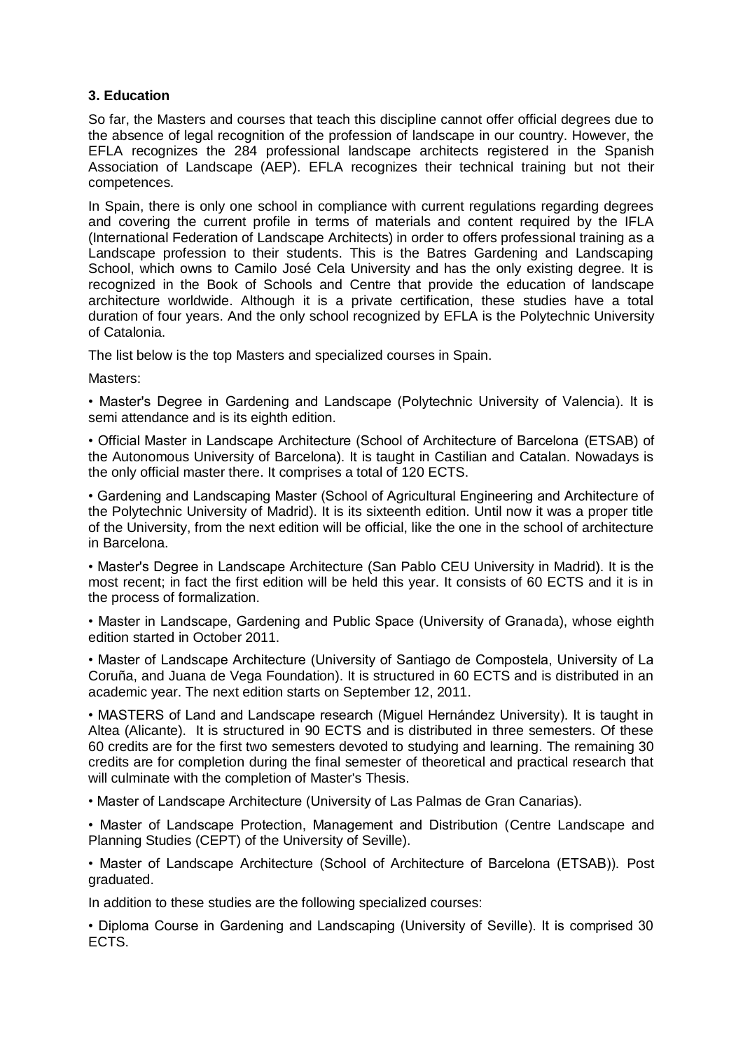### 3. Education

So far, the Masters and courses that teach this discipline cannot offer official degrees due to the absence of legal recognition of the profession of landscape in our country. However, the EFLA recognizes the 284 professional landscape architects registered in the Spanish Association of Landscape (AEP). EFLA recognizes their technical training but not their competences.

In Spain, there is only one school in compliance with current regulations regarding degrees and covering the current profile in terms of materials and content required by the IFLA (International Federation of Landscape Architects) in order to offers professional training as a Landscape profession to their students. This is the Batres Gardening and Landscaping School, which owns to Camilo José Cela University and has the only existing degree. It is recognized in the Book of Schools and Centre that provide the education of landscape architecture worldwide. Although it is a private certification, these studies have a total duration of four years. And the only school recognized by EFLA is the Polytechnic University of Catalonia.

The list below is the top Masters and specialized courses in Spain.

Masters:

- Master's Degree in Gardening and Landscape (Polytechnic University of Valencia). It is semi attendance and is its eighth edition.
- Official Master in Landscape Architecture (School of Architecture of Barcelona (ETSAB) of the Autonomous University of Barcelona). It is taught in Castilian and Catalan. Nowadays is the only official master there. It comprises a total of 120 ECTS.
- Gardening and Landscaping Master (School of Agricultural Engineering and Architecture of the Polytechnic University of Madrid). It is its sixteenth edition. Until now it was a proper title of the University, from the next edition will be official, like the one in the school of architecture in Barcelona.
- Master's Degree in Landscape Architecture (San Pablo CEU University in Madrid). It is the most recent; in fact the first edition will be held this year. It consists of 60 ECTS and it is in the process of formalization.
- Master in Landscape, Gardening and Public Space (University of Granada), whose eighth edition started in October 2011.
- Master of Landscape Architecture (University of Santiago de Compostela, University of La Coruña, and Juana de Vega Foundation). It is structured in 60 ECTS and is distributed in an academic year. The next edition starts on September 12, 2011.
- MASTERS of Land and Landscape research (Miguel Hernández University). It is taught in Altea (Alicante). It is structured in 90 ECTS and is distributed in three semesters. Of these 60 credits are for the first two semesters devoted to studying and learning. The remaining 30 credits are for completion during the final semester of theoretical and practical research that will culminate with the completion of Master's Thesis.
- Master of Landscape Architecture (University of Las Palmas de Gran Canarias).
- Master of Landscape Protection, Management and Distribution (Centre Landscape and Planning Studies (CEPT) of the University of Seville).
- Master of Landscape Architecture (School of Architecture of Barcelona (ETSAB)). Post graduated.

In addition to these studies are the following specialized courses:

- Diploma Course in Gardening and Landscaping (University of Seville). It is comprised 30 ECTS.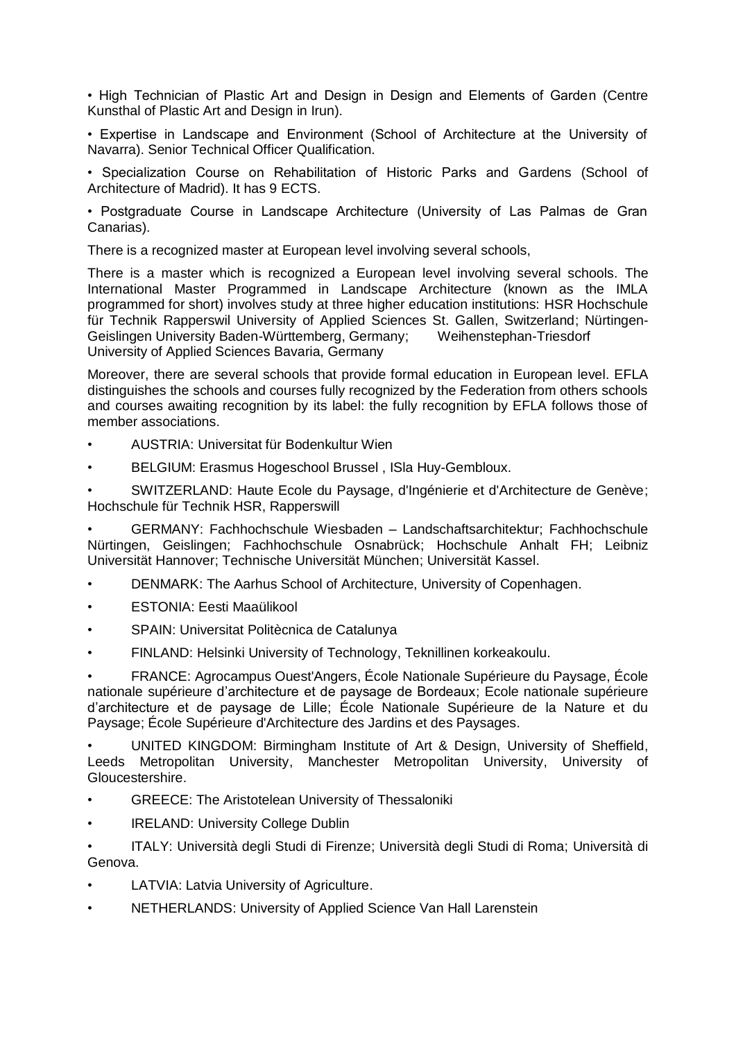- High Technician of Plastic Art and Design in Design and Elements of Garden (Centre Kunsthal of Plastic Art and Design in Irun).

- Expertise in Landscape and Environment (School of Architecture at the University of Navarra). Senior Technical Officer Qualification.

- Specialization Course on Rehabilitation of Historic Parks and Gardens (School of Architecture of Madrid). It has 9 ECTS.

- Postgraduate Course in Landscape Architecture (University of Las Palmas de Gran Canarias).

There is a recognized master at European level involving several schools,

There is a master which is recognized a European level involving several schools. The International Master Programmed in Landscape Architecture (known as the IMLA programmed for short) involves study at three higher education institutions: HSR Hochschule für Technik Rapperswil University of Applied Sciences St. Gallen, Switzerland; Nürtingen-Geislingen University Baden-Württemberg, Germany; Weihenstephan-Triesdorf University of Applied Sciences Bavaria, Germany

Moreover, there are several schools that provide formal education in European level. EFLA distinguishes the schools and courses fully recognized by the Federation from others schools and courses awaiting recognition by its label: the fully recognition by EFLA follows those of member associations.

- AUSTRIA: Universitat für Bodenkultur Wien
- BELGIUM: Erasmus Hogeschool Brussel , ISla Huy-Gembloux.
- SWITZERLAND: Haute Ecole du Paysage, d'Ingénierie et d'Architecture de Genève; Hochschule für Technik HSR, Rapperswill
- GERMANY: Fachhochschule Wiesbaden – Landschaftsarchitektur; Fachhochschule Nürtingen, Geislingen; Fachhochschule Osnabrück; Hochschule Anhalt FH; Leibniz Universität Hannover; Technische Universität München; Universität Kassel.
- DENMARK: The Aarhus School of Architecture, University of Copenhagen.
- ESTONIA: Eesti Maaülikool
- SPAIN: Universitat Politècnica de Catalunya
- FINLAND: Helsinki University of Technology, Teknillinen korkeakoulu.
- FRANCE: Agrocampus Ouest'Angers, École Nationale Supérieure du Paysage, École nationale supérieure d'architecture et de paysage de Bordeaux; Ecole nationale supérieure d'architecture et de paysage de Lille; École Nationale Supérieure de la Nature et du Paysage; École Supérieure d'Architecture des Jardins et des Paysages.
- UNITED KINGDOM: Birmingham Institute of Art & Design, University of Sheffield, Leeds Metropolitan University, Manchester Metropolitan University, University of Gloucestershire.
- GREECE: The Aristotelean University of Thessaloniki
- IRELAND: University College Dublin
- ITALY: Università degli Studi di Firenze; Università degli Studi di Roma; Università di Genova.
- LATVIA: Latvia University of Agriculture.
- NETHERLANDS: University of Applied Science Van Hall Larenstein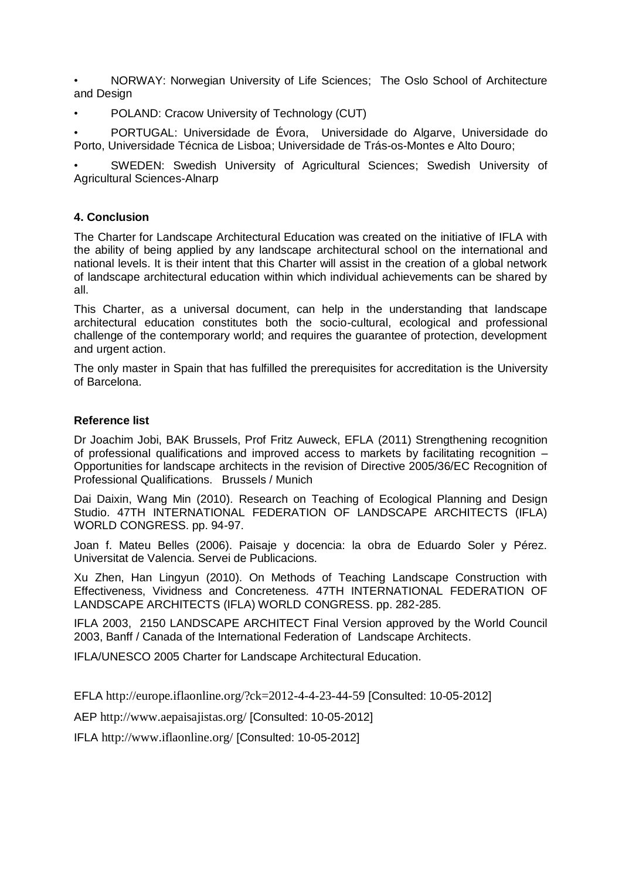- NORWAY: Norwegian University of Life Sciences; The Oslo School of Architecture and Design
- POLAND: Cracow University of Technology (CUT)
- PORTUGAL: Universidade de Évora, Universidade do Algarve, Universidade do Porto, Universidade Técnica de Lisboa; Universidade de Trás-os-Montes e Alto Douro;
- SWEDEN: Swedish University of Agricultural Sciences; Swedish University of Agricultural Sciences-Alnarp

## 4. Conclusion

The Charter for Landscape Architectural Education was created on the initiative of IFLA with the ability of being applied by any landscape architectural school on the international and national levels. It is their intent that this Charter will assist in the creation of a global network of landscape architectural education within which individual achievements can be shared by all.

This Charter, as a universal document, can help in the understanding that landscape architectural education constitutes both the socio-cultural, ecological and professional challenge of the contemporary world; and requires the guarantee of protection, development and urgent action.

The only master in Spain that has fulfilled the prerequisites for accreditation is the University of Barcelona.

## Reference list

Dr Joachim Jobi, BAK Brussels, Prof Fritz Auweck, EFLA (2011) Strengthening recognition of professional qualifications and improved access to markets by facilitating recognition – Opportunities for landscape architects in the revision of Directive 2005/36/EC Recognition of Professional Qualifications. Brussels / Munich

Dai Daixin, Wang Min (2010). Research on Teaching of Ecological Planning and Design Studio. 47TH INTERNATIONAL FEDERATION OF LANDSCAPE ARCHITECTS (IFLA) WORLD CONGRESS. pp. 94-97.

Joan f. Mateu Belles (2006). Paisaje y docencia: la obra de Eduardo Soler y Pérez. Universitat de Valencia. Servei de Publicacions.

Xu Zhen, Han Lingyun (2010). On Methods of Teaching Landscape Construction with Effectiveness, Vividness and Concreteness. 47TH INTERNATIONAL FEDERATION OF LANDSCAPE ARCHITECTS (IFLA) WORLD CONGRESS. pp. 282-285.

IFLA 2003, 2150 LANDSCAPE ARCHITECT Final Version approved by the World Council 2003, Banff / Canada of the International Federation of Landscape Architects.

IFLA/UNESCO 2005 Charter for Landscape Architectural Education.

EFLA http://europe.iflaonline.org/?ck=2012-4-4-23-44-59 [Consulted: 10-05-2012]

AEP http://www.aepaisajistas.org/ [Consulted: 10-05-2012]

IFLA http://www.iflaonline.org/ [Consulted: 10-05-2012]